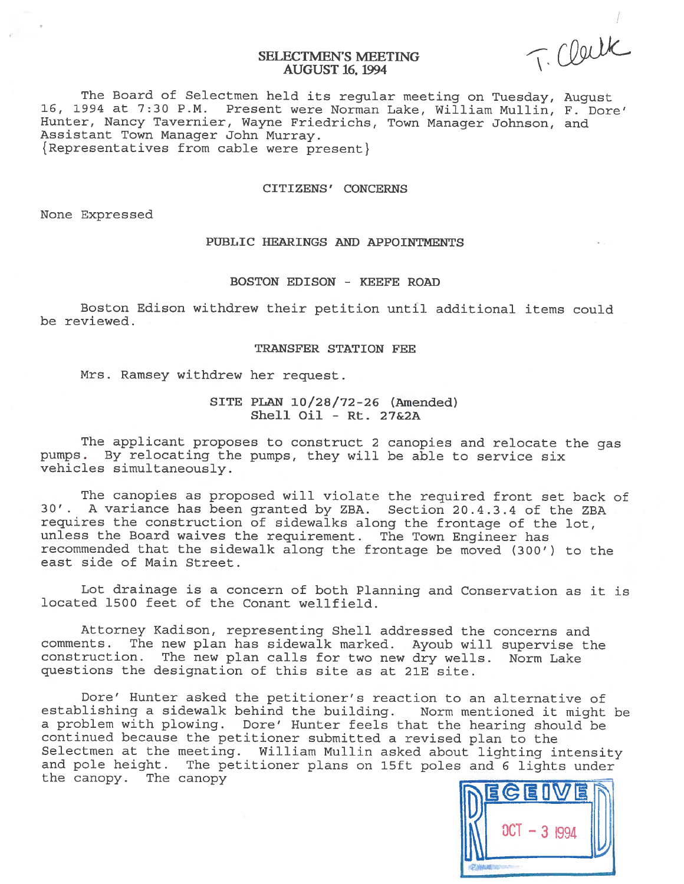# SELECTMEN'S MEETING
# AUGUST 16, 1994

T. Clerk

The Board of Selectmen held its regular meeting on Tuesday, August 16, 1994 at 7:30 P.M. Present were Norman Lake, William Mullin, F. Dore' Hunter, Nancy Tavernier, Wayne Friedrichs, Town Manager Johnson, and Assistant Town Manager John Murray.
{Representatives from cable were present}

## CITIZENS' CONCERNS

None Expressed

## PUBLIC HEARINGS AND APPOINTMENTS

### BOSTON EDISON - KEEFE ROAD

Boston Edison withdrew their petition until additional items could be reviewed.

### TRANSFER STATION FEE

Mrs. Ramsey withdrew her request.

### SITE PLAN 10/28/72-26 (Amended)
### Shell Oil - Rt. 27&2A

The applicant proposes to construct 2 canopies and relocate the gas pumps. By relocating the pumps, they will be able to service six vehicles simultaneously.

The canopies as proposed will violate the required front set back of 30'. A variance has been granted by ZBA. Section 20.4.3.4 of the ZBA requires the construction of sidewalks along the frontage of the lot, unless the Board waives the requirement. The Town Engineer has recommended that the sidewalk along the frontage be moved (300') to the east side of Main Street.

Lot drainage is a concern of both Planning and Conservation as it is located 1500 feet of the Conant wellfield.

Attorney Kadison, representing Shell addressed the concerns and comments. The new plan has sidewalk marked. Ayoub will supervise the construction. The new plan calls for two new dry wells. Norm Lake questions the designation of this site as at 21E site.

Dore' Hunter asked the petitioner's reaction to an alternative of establishing a sidewalk behind the building. Norm mentioned it might be a problem with plowing. Dore' Hunter feels that the hearing should be continued because the petitioner submitted a revised plan to the Selectmen at the meeting. William Mullin asked about lighting intensity and pole height. The petitioner plans on 15ft poles and 6 lights under the canopy. The canopy

RECEIVED
OCT - 3 1994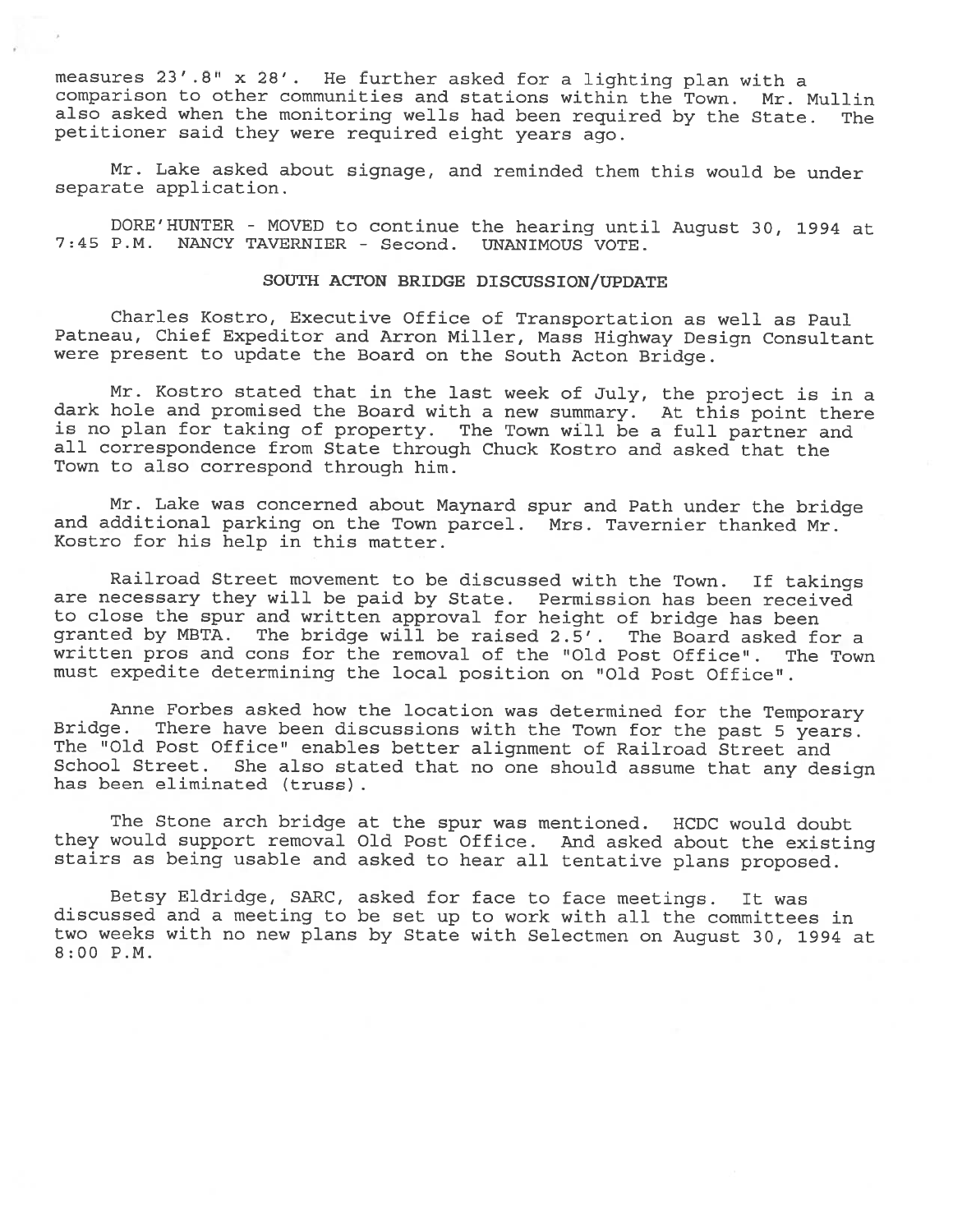measures 23'.8" x 28'. He further asked for a lighting plan with a comparison to other communities and stations within the Town. Mr. Mullin also asked when the monitoring wells had been required by the State. The petitioner said they were required eight years ago.

Mr. Lake asked about signage, and reminded them this would be under separate application.

DORE'HUNTER - MOVED to continue the hearing until August 30, 1994 at 7:45 P.M. NANCY TAVERNIER - Second. UNANIMOUS VOTE.

## SOUTH ACTON BRIDGE DISCUSSION/UPDATE

Charles Kostro, Executive Office of Transportation as well as Paul Patneau, Chief Expediter and Arron Miller, Mass Highway Design Consultant were present to update the Board on the South Acton Bridge.

Mr. Kostro stated that in the last week of July, the project is in a dark hole and promised the Board with a new summary. At this point there is no plan for taking of property. The Town will be a full partner and all correspondence from State through Chuck Kostro and asked that the Town to also correspond through him.

Mr. Lake was concerned about Maynard spur and Path under the bridge and additional parking on the Town parcel. Mrs. Tavernier thanked Mr. Kostro for his help in this matter.

Railroad Street movement to be discussed with the Town. If takings are necessary they will be paid by State. Permission has been received to close the spur and written approval for height of bridge has been granted by MBTA. The bridge will be raised 2.5'. The Board asked for a written pros and cons for the removal of the "Old Post Office". The Town must expedite determining the local position on "Old Post Office".

Anne Forbes asked how the location was determined for the Temporary Bridge. There have been discussions with the Town for the past 5 years. The "Old Post Office" enables better alignment of Railroad Street and School Street. She also stated that no one should assume that any design has been eliminated (truss).

The Stone arch bridge at the spur was mentioned. HCDC would doubt they would support removal Old Post Office. And asked about the existing stairs as being usable and asked to hear all tentative plans proposed.

Betsy Eldridge, SARC, asked for face to face meetings. It was discussed and a meeting to be set up to work with all the committees in two weeks with no new plans by State with Selectmen on August 30, 1994 at 8:00 P.M.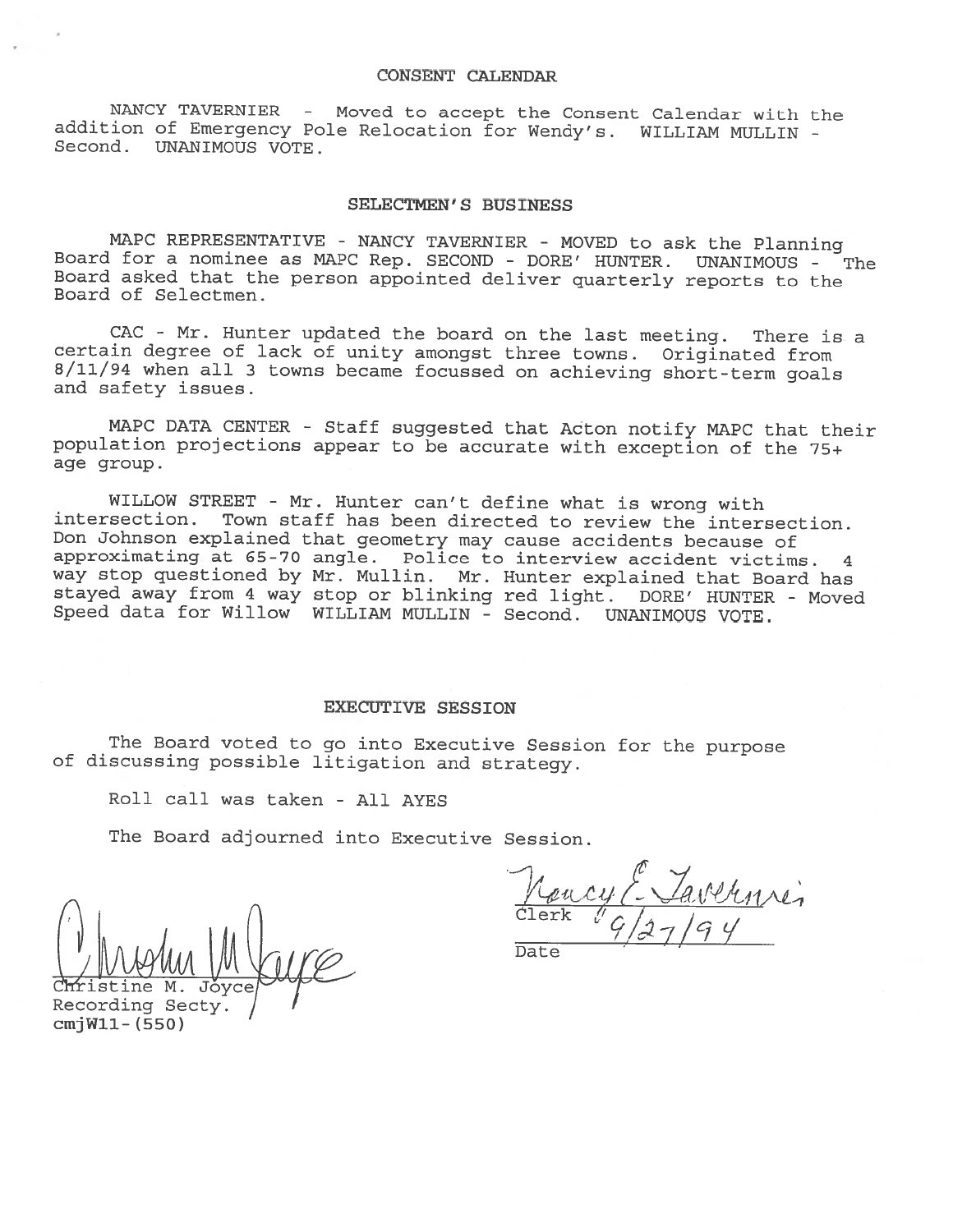## CONSENT CALENDAR

NANCY TAVERNIER - Moved to accept the Consent Calendar with the addition of Emergency Pole Relocation for Wendy's. WILLIAM MULLIN - Second. UNANIMOUS VOTE.

## SELECTMEN'S BUSINESS

MAPC REPRESENTATIVE - NANCY TAVERNIER - MOVED to ask the Planning Board for a nominee as MAPC Rep. SECOND - DORE' HUNTER. UNANIMOUS - The Board asked that the person appointed deliver quarterly reports to the Board of Selectmen.

CAC - Mr. Hunter updated the board on the last meeting. There is a certain degree of lack of unity amongst three towns. Originated from 8/11/94 when all 3 towns became focussed on achieving short-term goals and safety issues.

MAPC DATA CENTER - Staff suggested that Acton notify MAPC that their population projections appear to be accurate with exception of the 75+ age group.

WILLOW STREET - Mr. Hunter can't define what is wrong with intersection. Town staff has been directed to review the intersection. Don Johnson explained that geometry may cause accidents because of approximating at 65-70 angle. Police to interview accident victims. 4 way stop questioned by Mr. Mullin. Mr. Hunter explained that Board has stayed away from 4 way stop or blinking red light. DORE' HUNTER - Moved Speed data for Willow WILLIAM MULLIN - Second. UNANIMOUS VOTE.

## EXECUTIVE SESSION

The Board voted to go into Executive Session for the purpose of discussing possible litigation and strategy.

Roll call was taken - All AYES

The Board adjourned into Executive Session.

Nancy E. Tavernier
Clerk

9/27/94
Date

Christine M. Joyce
Recording Secty.
cmjW11-(550)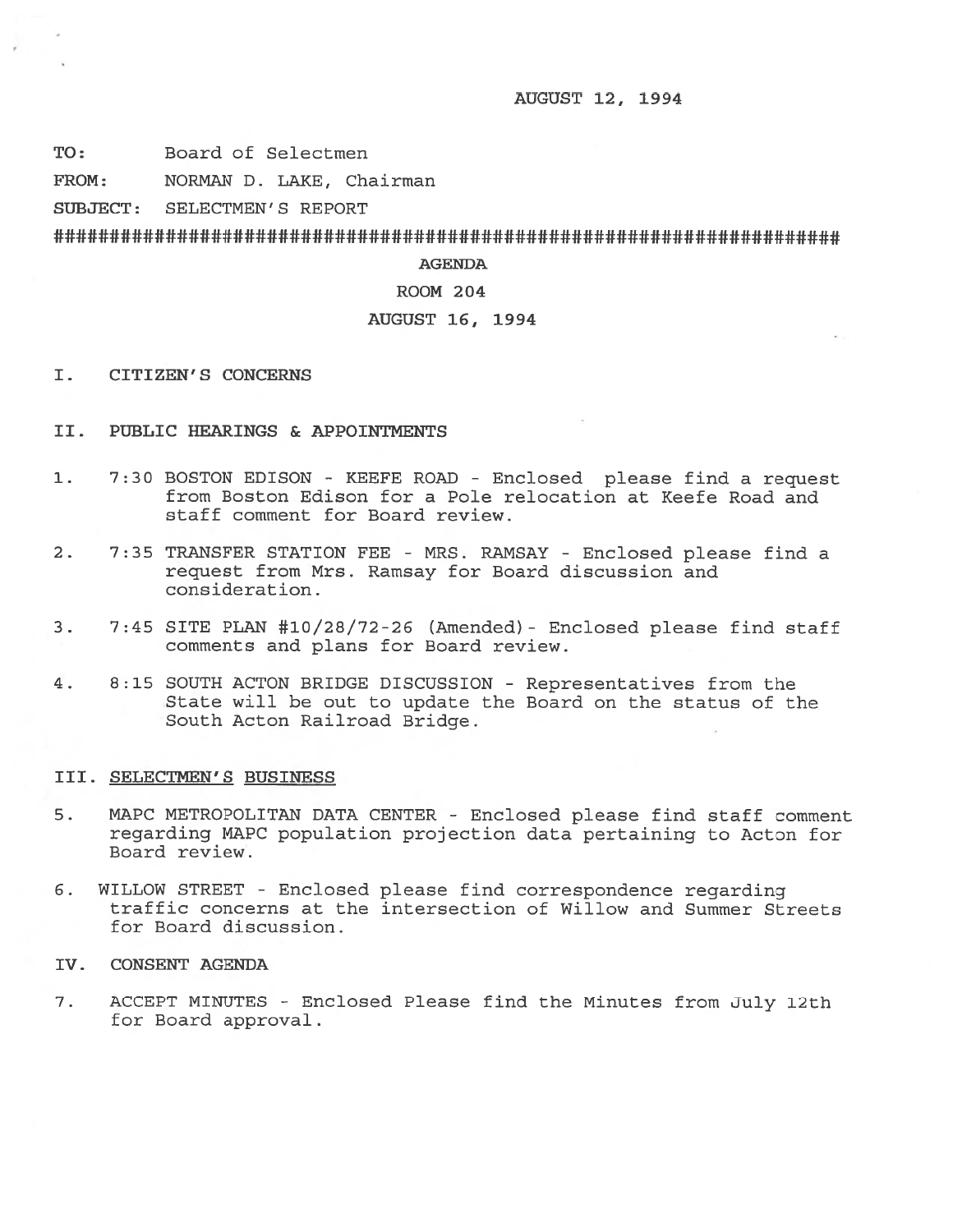AUGUST 12, 1994

**TO:** Board of Selectmen

**FROM:** NORMAN D. LAKE, Chairman

**SUBJECT:** SELECTMEN'S REPORT

###########################################################################

**AGENDA**

**ROOM 204**

**AUGUST 16, 1994**

## I. CITIZEN'S CONCERNS

## II. PUBLIC HEARINGS & APPOINTMENTS

1. 7:30 BOSTON EDISON - KEEFE ROAD - Enclosed please find a request from Boston Edison for a Pole relocation at Keefe Road and staff comment for Board review.

2. 7:35 TRANSFER STATION FEE - MRS. RAMSAY - Enclosed please find a request from Mrs. Ramsay for Board discussion and consideration.

3. 7:45 SITE PLAN #10/28/72-26 (Amended)- Enclosed please find staff comments and plans for Board review.

4. 8:15 SOUTH ACTON BRIDGE DISCUSSION - Representatives from the State will be out to update the Board on the status of the South Acton Railroad Bridge.

## III. SELECTMEN'S BUSINESS

5. MAPC METROPOLITAN DATA CENTER - Enclosed please find staff comment regarding MAPC population projection data pertaining to Acton for Board review.

6. WILLOW STREET - Enclosed please find correspondence regarding traffic concerns at the intersection of Willow and Summer Streets for Board discussion.

## IV. CONSENT AGENDA

7. ACCEPT MINUTES - Enclosed Please find the Minutes from July 12th for Board approval.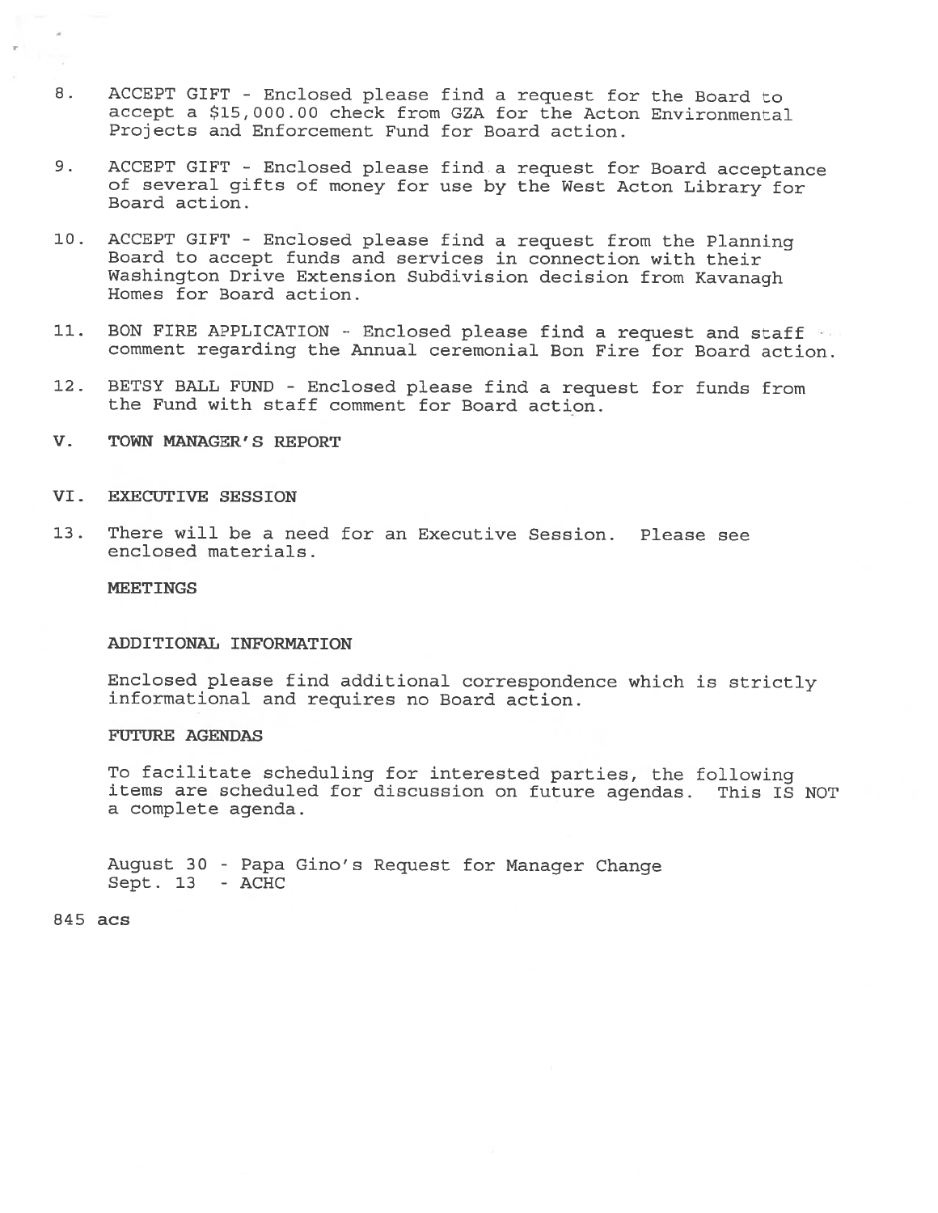8. ACCEPT GIFT - Enclosed please find a request for the Board to accept a $15,000.00 check from GZA for the Acton Environmental Projects and Enforcement Fund for Board action.

9. ACCEPT GIFT - Enclosed please find a request for Board acceptance of several gifts of money for use by the West Acton Library for Board action.

10. ACCEPT GIFT - Enclosed please find a request from the Planning Board to accept funds and services in connection with their Washington Drive Extension Subdivision decision from Kavanagh Homes for Board action.

11. BON FIRE APPLICATION - Enclosed please find a request and staff comment regarding the Annual ceremonial Bon Fire for Board action.

12. BETSY BALL FUND - Enclosed please find a request for funds from the Fund with staff comment for Board action.

## V. TOWN MANAGER'S REPORT

## VI. EXECUTIVE SESSION

13. There will be a need for an Executive Session. Please see enclosed materials.

**MEETINGS**

**ADDITIONAL INFORMATION**

Enclosed please find additional correspondence which is strictly informational and requires no Board action.

**FUTURE AGENDAS**

To facilitate scheduling for interested parties, the following items are scheduled for discussion on future agendas. This IS NOT a complete agenda.

August 30 - Papa Gino's Request for Manager Change
Sept. 13 - ACHC

845 acs